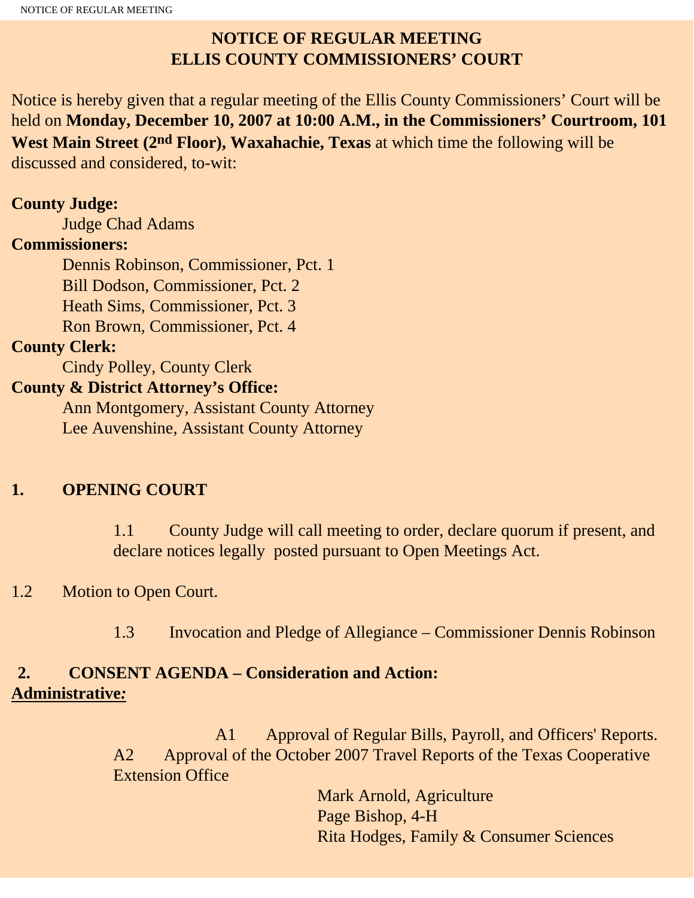# NOTICE OF REGULAR MEETING
# ELLIS COUNTY COMMISSIONERS' COURT

Notice is hereby given that a regular meeting of the Ellis County Commissioners' Court will be held on **Monday, December 10, 2007 at 10:00 A.M., in the Commissioners' Courtroom, 101 West Main Street (2nd Floor), Waxahachie, Texas** at which time the following will be discussed and considered, to-wit:

**County Judge:**
Judge Chad Adams

**Commissioners:**
Dennis Robinson, Commissioner, Pct. 1
Bill Dodson, Commissioner, Pct. 2
Heath Sims, Commissioner, Pct. 3
Ron Brown, Commissioner, Pct. 4

**County Clerk:**
Cindy Polley, County Clerk

**County & District Attorney's Office:**
Ann Montgomery, Assistant County Attorney
Lee Auvenshine, Assistant County Attorney

## 1. OPENING COURT

1.1 County Judge will call meeting to order, declare quorum if present, and declare notices legally posted pursuant to Open Meetings Act.

1.2 Motion to Open Court.

1.3 Invocation and Pledge of Allegiance – Commissioner Dennis Robinson

## 2. CONSENT AGENDA – Consideration and Action:

**Administrative:**

A1 Approval of Regular Bills, Payroll, and Officers' Reports.

A2 Approval of the October 2007 Travel Reports of the Texas Cooperative Extension Office

Mark Arnold, Agriculture
Page Bishop, 4-H
Rita Hodges, Family & Consumer Sciences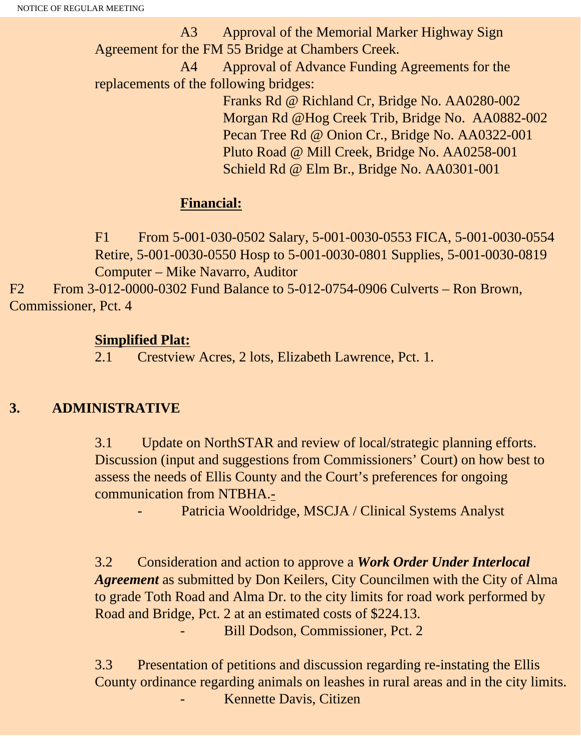A3 Approval of the Memorial Marker Highway Sign Agreement for the FM 55 Bridge at Chambers Creek.

A4 Approval of Advance Funding Agreements for the replacements of the following bridges:

Franks Rd @ Richland Cr, Bridge No. AA0280-002
Morgan Rd @Hog Creek Trib, Bridge No. AA0882-002
Pecan Tree Rd @ Onion Cr., Bridge No. AA0322-001
Pluto Road @ Mill Creek, Bridge No. AA0258-001
Schield Rd @ Elm Br., Bridge No. AA0301-001

**Financial:**

F1 From 5-001-030-0502 Salary, 5-001-0030-0553 FICA, 5-001-0030-0554 Retire, 5-001-0030-0550 Hosp to 5-001-0030-0801 Supplies, 5-001-0030-0819 Computer – Mike Navarro, Auditor

F2 From 3-012-0000-0302 Fund Balance to 5-012-0754-0906 Culverts – Ron Brown, Commissioner, Pct. 4

**Simplified Plat:**

2.1 Crestview Acres, 2 lots, Elizabeth Lawrence, Pct. 1.

## 3. ADMINISTRATIVE

3.1 Update on NorthSTAR and review of local/strategic planning efforts. Discussion (input and suggestions from Commissioners' Court) on how best to assess the needs of Ellis County and the Court's preferences for ongoing communication from NTBHA.-

- Patricia Wooldridge, MSCJA / Clinical Systems Analyst

3.2 Consideration and action to approve a ***Work Order Under Interlocal Agreement*** as submitted by Don Keilers, City Councilmen with the City of Alma to grade Toth Road and Alma Dr. to the city limits for road work performed by Road and Bridge, Pct. 2 at an estimated costs of $224.13.

- Bill Dodson, Commissioner, Pct. 2

3.3 Presentation of petitions and discussion regarding re-instating the Ellis County ordinance regarding animals on leashes in rural areas and in the city limits.

- Kennette Davis, Citizen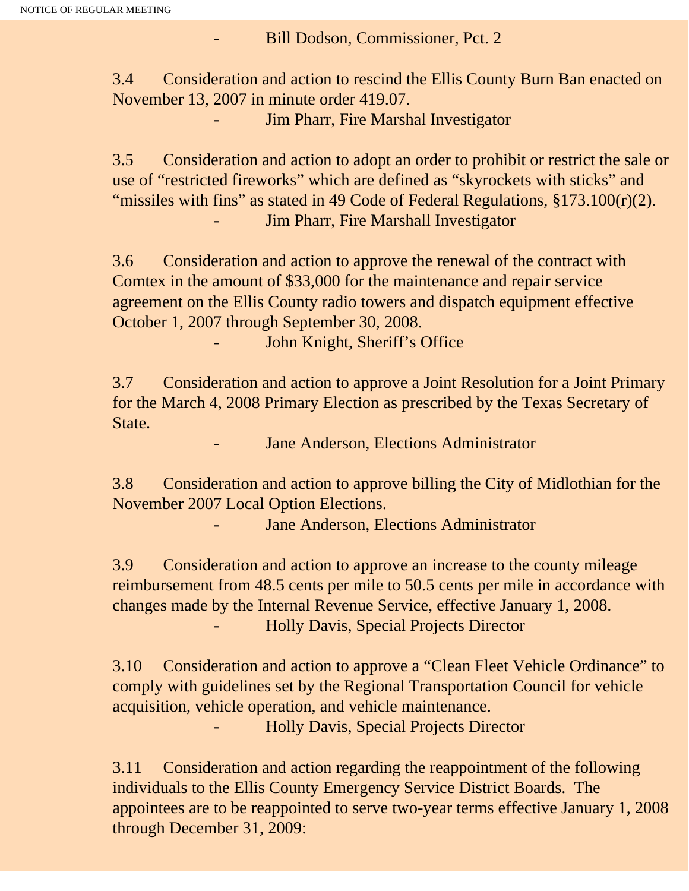- Bill Dodson, Commissioner, Pct. 2

3.4 Consideration and action to rescind the Ellis County Burn Ban enacted on November 13, 2007 in minute order 419.07.

- Jim Pharr, Fire Marshal Investigator

3.5 Consideration and action to adopt an order to prohibit or restrict the sale or use of “restricted fireworks” which are defined as “skyrockets with sticks” and “missiles with fins” as stated in 49 Code of Federal Regulations, §173.100(r)(2).

- Jim Pharr, Fire Marshall Investigator

3.6 Consideration and action to approve the renewal of the contract with Comtex in the amount of $33,000 for the maintenance and repair service agreement on the Ellis County radio towers and dispatch equipment effective October 1, 2007 through September 30, 2008.

- John Knight, Sheriff’s Office

3.7 Consideration and action to approve a Joint Resolution for a Joint Primary for the March 4, 2008 Primary Election as prescribed by the Texas Secretary of State.

- Jane Anderson, Elections Administrator

3.8 Consideration and action to approve billing the City of Midlothian for the November 2007 Local Option Elections.

- Jane Anderson, Elections Administrator

3.9 Consideration and action to approve an increase to the county mileage reimbursement from 48.5 cents per mile to 50.5 cents per mile in accordance with changes made by the Internal Revenue Service, effective January 1, 2008.

- Holly Davis, Special Projects Director

3.10 Consideration and action to approve a “Clean Fleet Vehicle Ordinance” to comply with guidelines set by the Regional Transportation Council for vehicle acquisition, vehicle operation, and vehicle maintenance.

- Holly Davis, Special Projects Director

3.11 Consideration and action regarding the reappointment of the following individuals to the Ellis County Emergency Service District Boards. The appointees are to be reappointed to serve two-year terms effective January 1, 2008 through December 31, 2009: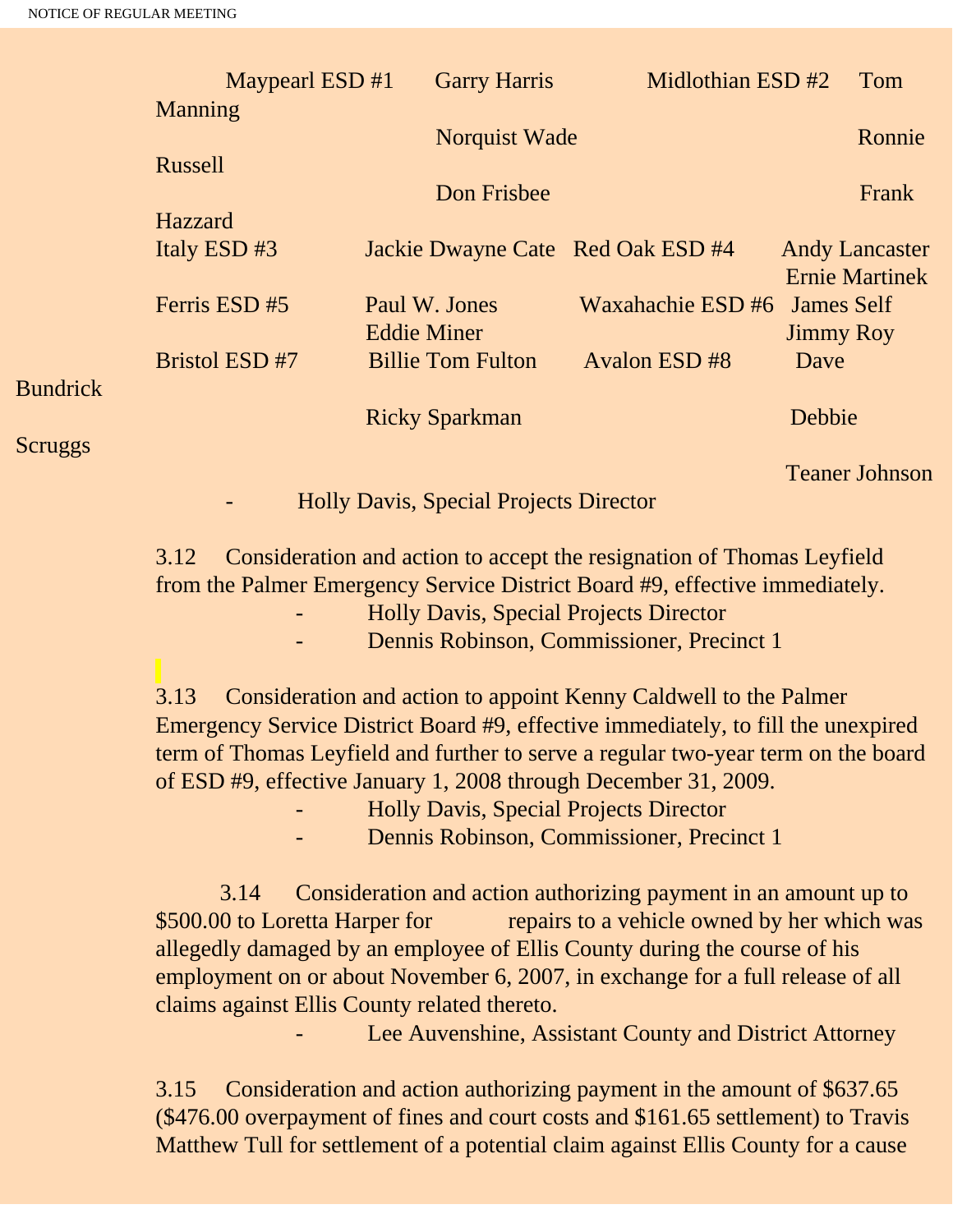| ESD | Members | ESD | Members |
|---|---|---|---|
| Maypearl ESD #1 | Garry Harris | Midlothian ESD #2 | Tom Manning |
| | Norquist Wade | | Ronnie Russell |
| | Don Frisbee | | Frank Hazzard |
| Italy ESD #3 | Jackie Dwayne Cate | Red Oak ESD #4 | Andy Lancaster |
| | | | Ernie Martinek |
| Ferris ESD #5 | Paul W. Jones | Waxahachie ESD #6 | James Self |
| | Eddie Miner | | Jimmy Roy |
| Bristol ESD #7 | Billie Tom Fulton | Avalon ESD #8 | Dave Bundrick |
| | Ricky Sparkman | | Debbie Scruggs |
| | | | Teaner Johnson |

- Holly Davis, Special Projects Director

3.12 Consideration and action to accept the resignation of Thomas Leyfield from the Palmer Emergency Service District Board #9, effective immediately.

- Holly Davis, Special Projects Director
- Dennis Robinson, Commissioner, Precinct 1

3.13 Consideration and action to appoint Kenny Caldwell to the Palmer Emergency Service District Board #9, effective immediately, to fill the unexpired term of Thomas Leyfield and further to serve a regular two-year term on the board of ESD #9, effective January 1, 2008 through December 31, 2009.

- Holly Davis, Special Projects Director
- Dennis Robinson, Commissioner, Precinct 1

3.14 Consideration and action authorizing payment in an amount up to $500.00 to Loretta Harper for repairs to a vehicle owned by her which was allegedly damaged by an employee of Ellis County during the course of his employment on or about November 6, 2007, in exchange for a full release of all claims against Ellis County related thereto.

- Lee Auvenshine, Assistant County and District Attorney

3.15 Consideration and action authorizing payment in the amount of $637.65 ($476.00 overpayment of fines and court costs and $161.65 settlement) to Travis Matthew Tull for settlement of a potential claim against Ellis County for a cause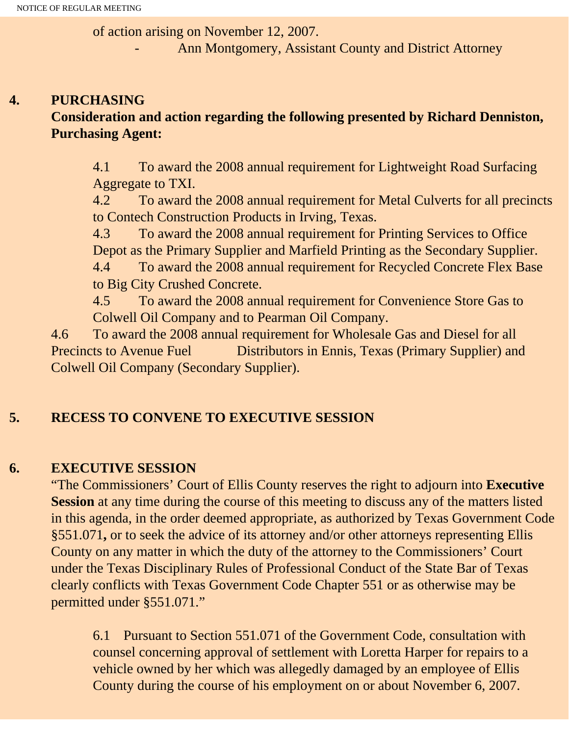of action arising on November 12, 2007.

- Ann Montgomery, Assistant County and District Attorney

**4. PURCHASING**

**Consideration and action regarding the following presented by Richard Denniston, Purchasing Agent:**

4.1 To award the 2008 annual requirement for Lightweight Road Surfacing Aggregate to TXI.

4.2 To award the 2008 annual requirement for Metal Culverts for all precincts to Contech Construction Products in Irving, Texas.

4.3 To award the 2008 annual requirement for Printing Services to Office Depot as the Primary Supplier and Marfield Printing as the Secondary Supplier.

4.4 To award the 2008 annual requirement for Recycled Concrete Flex Base to Big City Crushed Concrete.

4.5 To award the 2008 annual requirement for Convenience Store Gas to Colwell Oil Company and to Pearman Oil Company.

4.6 To award the 2008 annual requirement for Wholesale Gas and Diesel for all Precincts to Avenue Fuel Distributors in Ennis, Texas (Primary Supplier) and Colwell Oil Company (Secondary Supplier).

**5. RECESS TO CONVENE TO EXECUTIVE SESSION**

**6. EXECUTIVE SESSION**

"The Commissioners' Court of Ellis County reserves the right to adjourn into **Executive Session** at any time during the course of this meeting to discuss any of the matters listed in this agenda, in the order deemed appropriate, as authorized by Texas Government Code §551.071**,** or to seek the advice of its attorney and/or other attorneys representing Ellis County on any matter in which the duty of the attorney to the Commissioners' Court under the Texas Disciplinary Rules of Professional Conduct of the State Bar of Texas clearly conflicts with Texas Government Code Chapter 551 or as otherwise may be permitted under §551.071."

6.1 Pursuant to Section 551.071 of the Government Code, consultation with counsel concerning approval of settlement with Loretta Harper for repairs to a vehicle owned by her which was allegedly damaged by an employee of Ellis County during the course of his employment on or about November 6, 2007.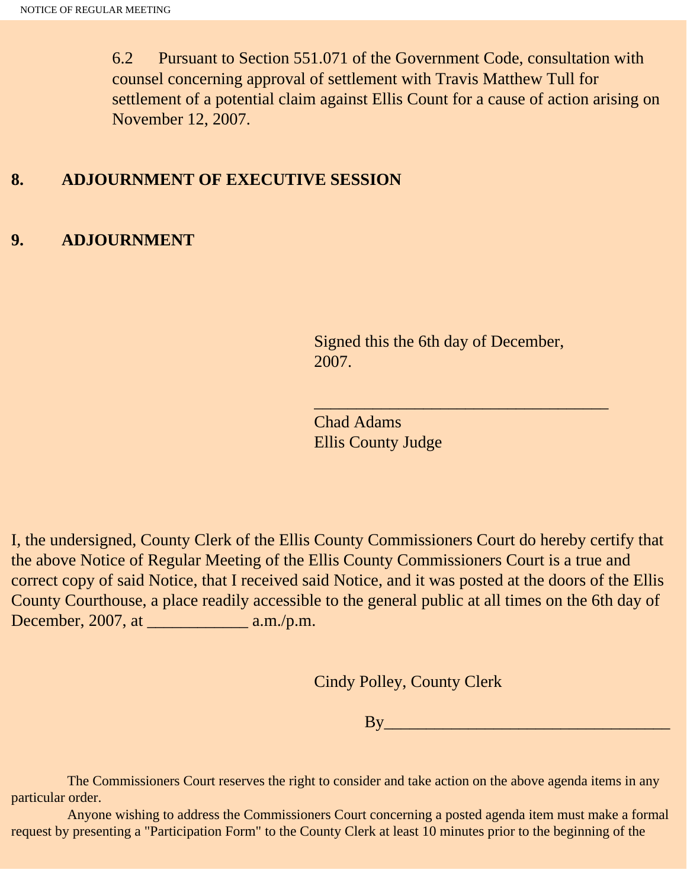6.2 Pursuant to Section 551.071 of the Government Code, consultation with counsel concerning approval of settlement with Travis Matthew Tull for settlement of a potential claim against Ellis Count for a cause of action arising on November 12, 2007.

**8. ADJOURNMENT OF EXECUTIVE SESSION**

**9. ADJOURNMENT**

Signed this the 6th day of December, 2007.

___________________________________

Chad Adams
Ellis County Judge

I, the undersigned, County Clerk of the Ellis County Commissioners Court do hereby certify that the above Notice of Regular Meeting of the Ellis County Commissioners Court is a true and correct copy of said Notice, that I received said Notice, and it was posted at the doors of the Ellis County Courthouse, a place readily accessible to the general public at all times on the 6th day of December, 2007, at ____________ a.m./p.m.

Cindy Polley, County Clerk

By__________________________________

The Commissioners Court reserves the right to consider and take action on the above agenda items in any particular order.

Anyone wishing to address the Commissioners Court concerning a posted agenda item must make a formal request by presenting a "Participation Form" to the County Clerk at least 10 minutes prior to the beginning of the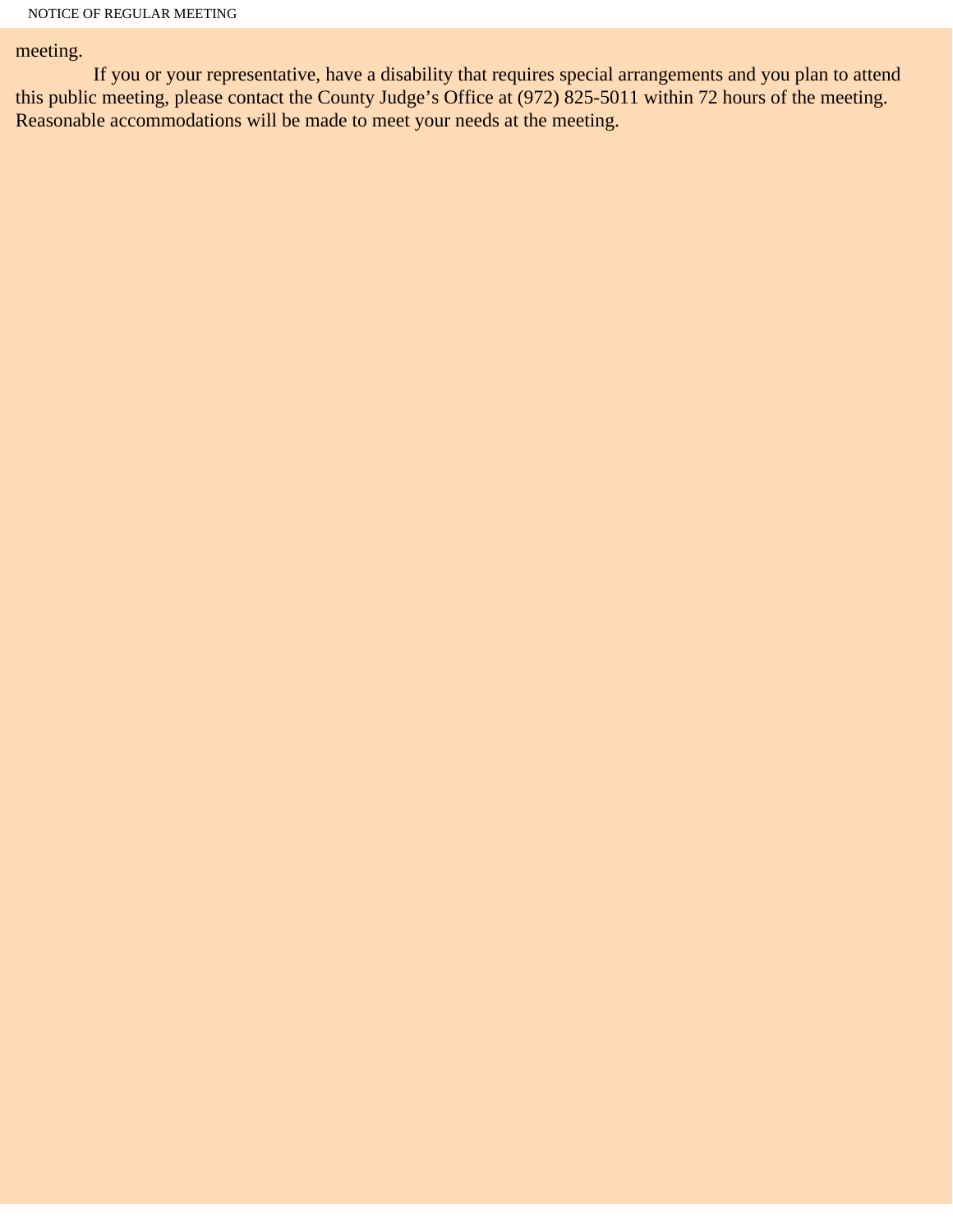meeting.

If you or your representative, have a disability that requires special arrangements and you plan to attend this public meeting, please contact the County Judge's Office at (972) 825-5011 within 72 hours of the meeting. Reasonable accommodations will be made to meet your needs at the meeting.